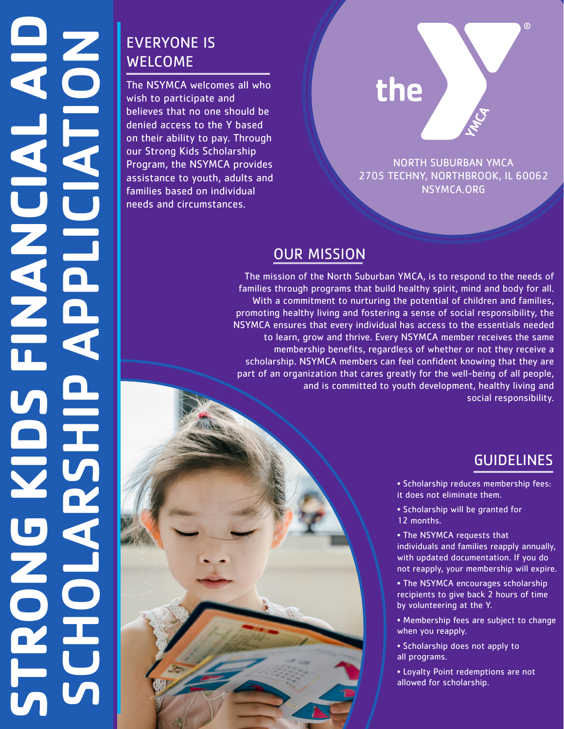# STRONG KIDS FINANCIAL AID SCHOLARSHIP APPLICIATION

## EVERYONE IS WELCOME

The NSYMCA welcomes all who wish to participate and believes that no one should be denied access to the Y based on their ability to pay. Through our Strong Kids Scholarship Program, the NSYMCA provides assistance to youth, adults and families based on individual needs and circumstances.

the YMCA®

NORTH SUBURBAN YMCA
2705 TECHNY, NORTHBROOK, IL 60062
NSYMCA.ORG

## OUR MISSION

The mission of the North Suburban YMCA, is to respond to the needs of families through programs that build healthy spirit, mind and body for all. With a commitment to nurturing the potential of children and families, promoting healthy living and fostering a sense of social responsibility, the NSYMCA ensures that every individual has access to the essentials needed to learn, grow and thrive. Every NSYMCA member receives the same membership benefits, regardless of whether or not they receive a scholarship. NSYMCA members can feel confident knowing that they are part of an organization that cares greatly for the well-being of all people, and is committed to youth development, healthy living and social responsibility.

## GUIDELINES

- Scholarship reduces membership fees: it does not eliminate them.
- Scholarship will be granted for 12 months.
- The NSYMCA requests that individuals and families reapply annually, with updated documentation. If you do not reapply, your membership will expire.
- The NSYMCA encourages scholarship recipients to give back 2 hours of time by volunteering at the Y.
- Membership fees are subject to change when you reapply.
- Scholarship does not apply to all programs.
- Loyalty Point redemptions are not allowed for scholarship.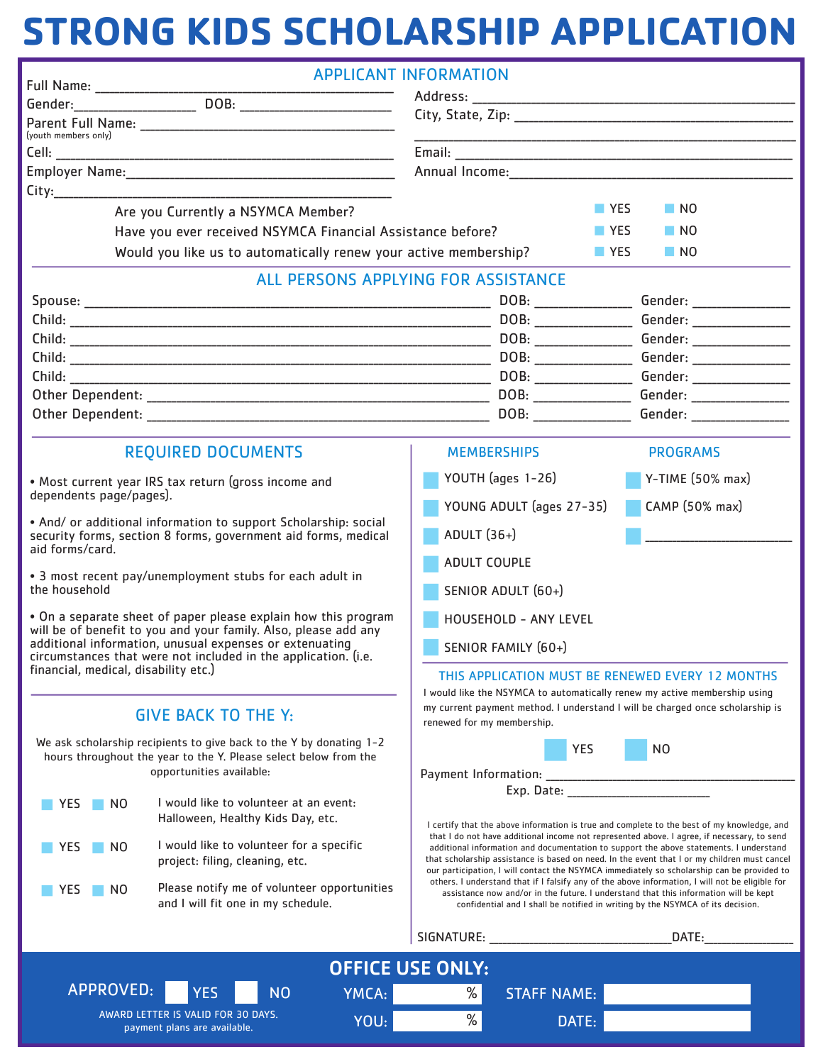# STRONG KIDS SCHOLARSHIP APPLICATION

## APPLICANT INFORMATION

Full Name: ______________________________________

Gender: ______________ DOB: __________________

Parent Full Name: ______________________________
(youth members only)

Cell: __________________________________________

Employer Name: _________________________________

City: __________________________________________

Address: _______________________________________

City, State, Zip: _______________________________

________________________________________________

Email: _________________________________________

Annual Income: _________________________________

Are you Currently a NSYMCA Member? ☐ YES ☐ NO

Have you ever received NSYMCA Financial Assistance before? ☐ YES ☐ NO

Would you like us to automatically renew your active membership? ☐ YES ☐ NO

## ALL PERSONS APPLYING FOR ASSISTANCE

Spouse: ______________________________ DOB: ____________ Gender: ____________

Child: _______________________________ DOB: ____________ Gender: ____________

Child: _______________________________ DOB: ____________ Gender: ____________

Child: _______________________________ DOB: ____________ Gender: ____________

Child: _______________________________ DOB: ____________ Gender: ____________

Other Dependent: ______________________ DOB: ____________ Gender: ____________

Other Dependent: ______________________ DOB: ____________ Gender: ____________

## REQUIRED DOCUMENTS

- Most current year IRS tax return (gross income and dependents page/pages).
- And/ or additional information to support Scholarship: social security forms, section 8 forms, government aid forms, medical aid forms/card.
- 3 most recent pay/unemployment stubs for each adult in the household
- On a separate sheet of paper please explain how this program will be of benefit to you and your family. Also, please add any additional information, unusual expenses or extenuating circumstances that were not included in the application. (i.e. financial, medical, disability etc.)

## GIVE BACK TO THE Y:

We ask scholarship recipients to give back to the Y by donating 1-2 hours throughout the year to the Y. Please select below from the opportunities available:

☐ YES ☐ NO I would like to volunteer at an event: Halloween, Healthy Kids Day, etc.

☐ YES ☐ NO I would like to volunteer for a specific project: filing, cleaning, etc.

☐ YES ☐ NO Please notify me of volunteer opportunities and I will fit one in my schedule.

## MEMBERSHIPS

- ☐ YOUTH (ages 1-26)
- ☐ YOUNG ADULT (ages 27-35)
- ☐ ADULT (36+)
- ☐ ADULT COUPLE
- ☐ SENIOR ADULT (60+)
- ☐ HOUSEHOLD - ANY LEVEL
- ☐ SENIOR FAMILY (60+)

## PROGRAMS

- ☐ Y-TIME (50% max)
- ☐ CAMP (50% max)
- ☐ ____________________

## THIS APPLICATION MUST BE RENEWED EVERY 12 MONTHS

I would like the NSYMCA to automatically renew my active membership using my current payment method. I understand I will be charged once scholarship is renewed for my membership.

☐ YES ☐ NO

Payment Information: ______________________________

Exp. Date: ____________________

I certify that the above information is true and complete to the best of my knowledge, and that I do not have additional income not represented above. I agree, if necessary, to send additional information and documentation to support the above statements. I understand that scholarship assistance is based on need. In the event that I or my children must cancel our participation, I will contact the NSYMCA immediately so scholarship can be provided to others. I understand that if I falsify any of the above information, I will not be eligible for assistance now and/or in the future. I understand that this information will be kept confidential and I shall be notified in writing by the NSYMCA of its decision.

SIGNATURE: __________________________ DATE: ____________

## OFFICE USE ONLY:

APPROVED: ☐ YES ☐ NO

AWARD LETTER IS VALID FOR 30 DAYS.
payment plans are available.

YMCA: ________ %

YOU: ________ %

STAFF NAME: ____________

DATE: ____________